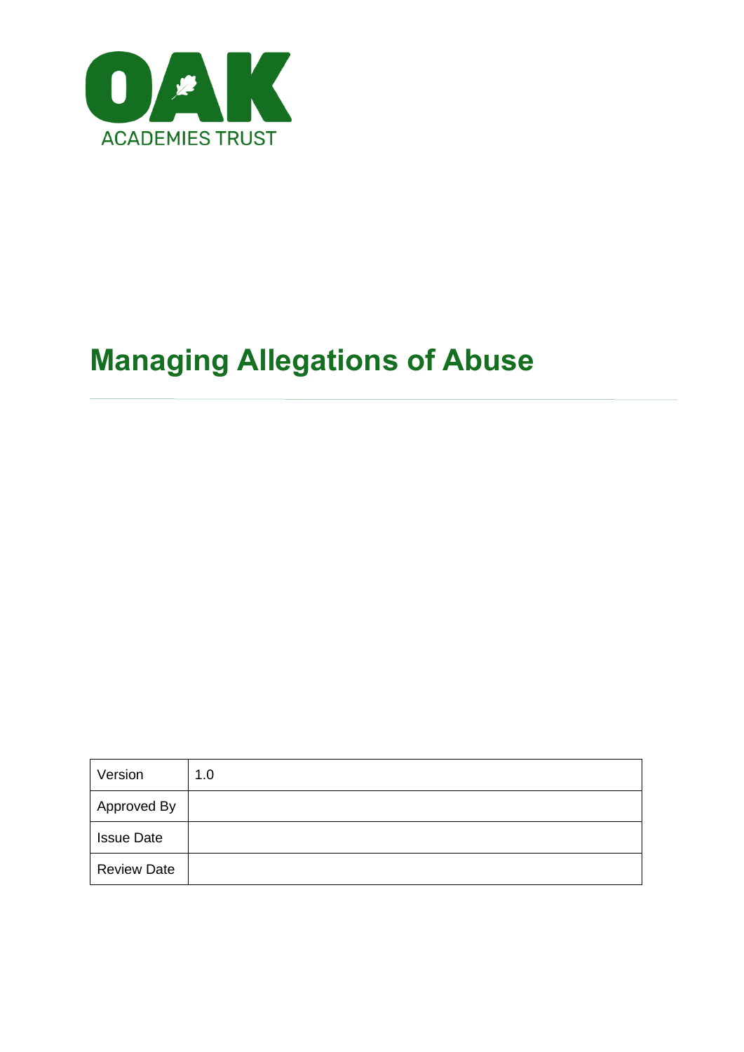OAK ACADEMIES TRUST

# Managing Allegations of Abuse

| Version | 1.0 |
| --- | --- |
| Approved By | |
| Issue Date | |
| Review Date | |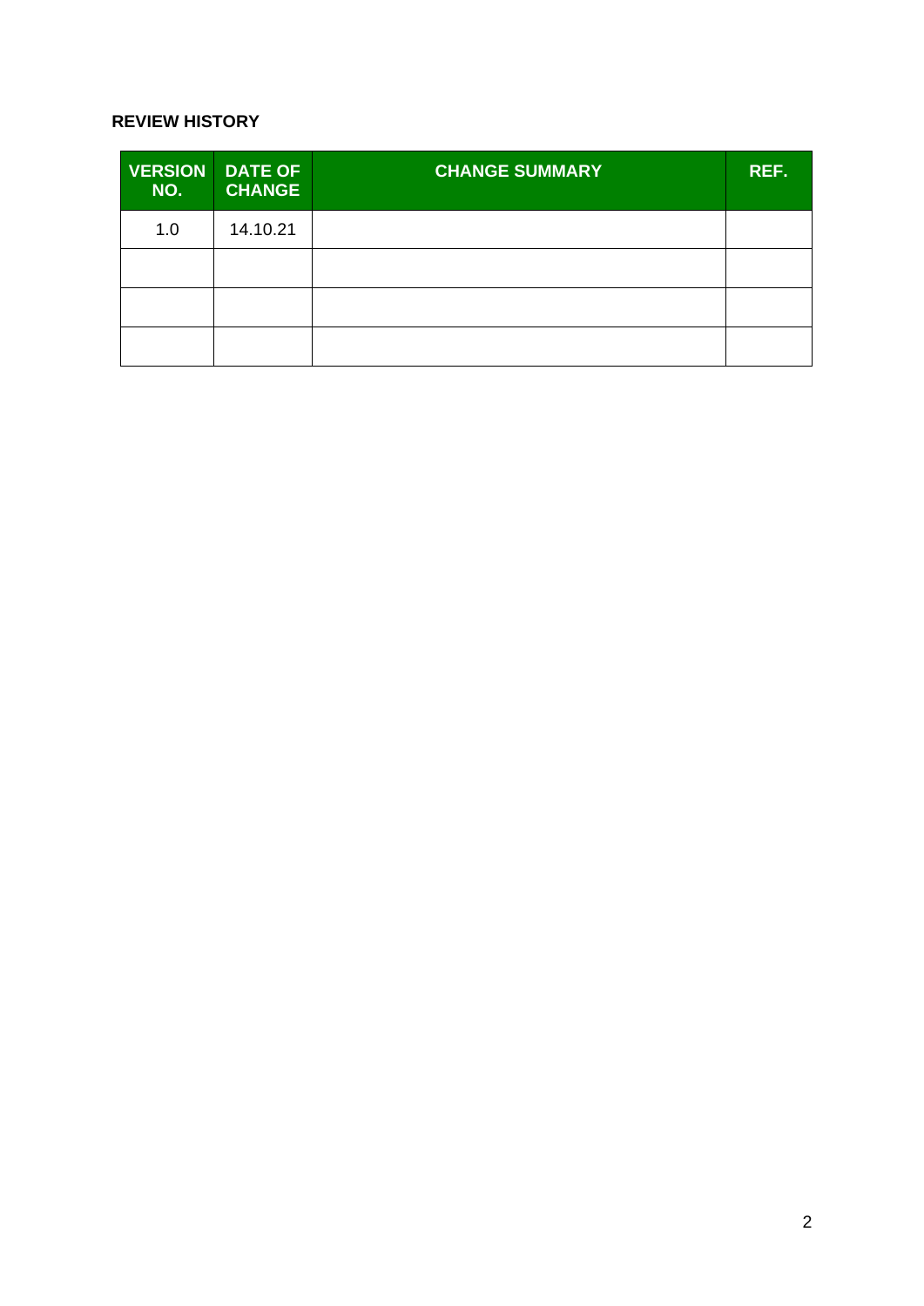**REVIEW HISTORY**

| VERSION NO. | DATE OF CHANGE | CHANGE SUMMARY | REF. |
| --- | --- | --- | --- |
| 1.0 | 14.10.21 | | |
| | | | |
| | | | |
| | | | |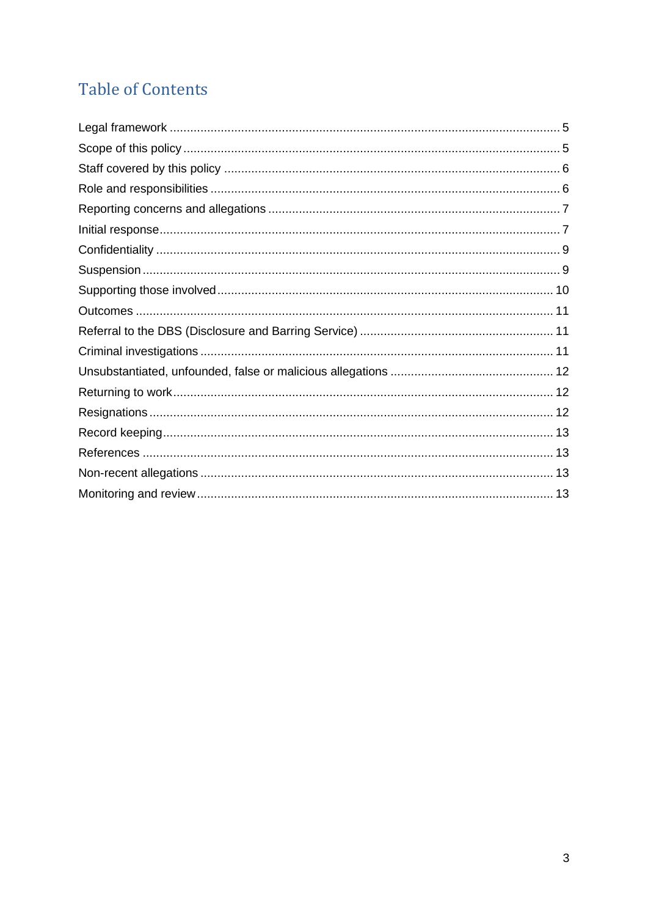# Table of Contents

Legal framework ........ 5
Scope of this policy ........ 5
Staff covered by this policy ........ 6
Role and responsibilities ........ 6
Reporting concerns and allegations ........ 7
Initial response ........ 7
Confidentiality ........ 9
Suspension ........ 9
Supporting those involved ........ 10
Outcomes ........ 11
Referral to the DBS (Disclosure and Barring Service) ........ 11
Criminal investigations ........ 11
Unsubstantiated, unfounded, false or malicious allegations ........ 12
Returning to work ........ 12
Resignations ........ 12
Record keeping ........ 13
References ........ 13
Non-recent allegations ........ 13
Monitoring and review ........ 13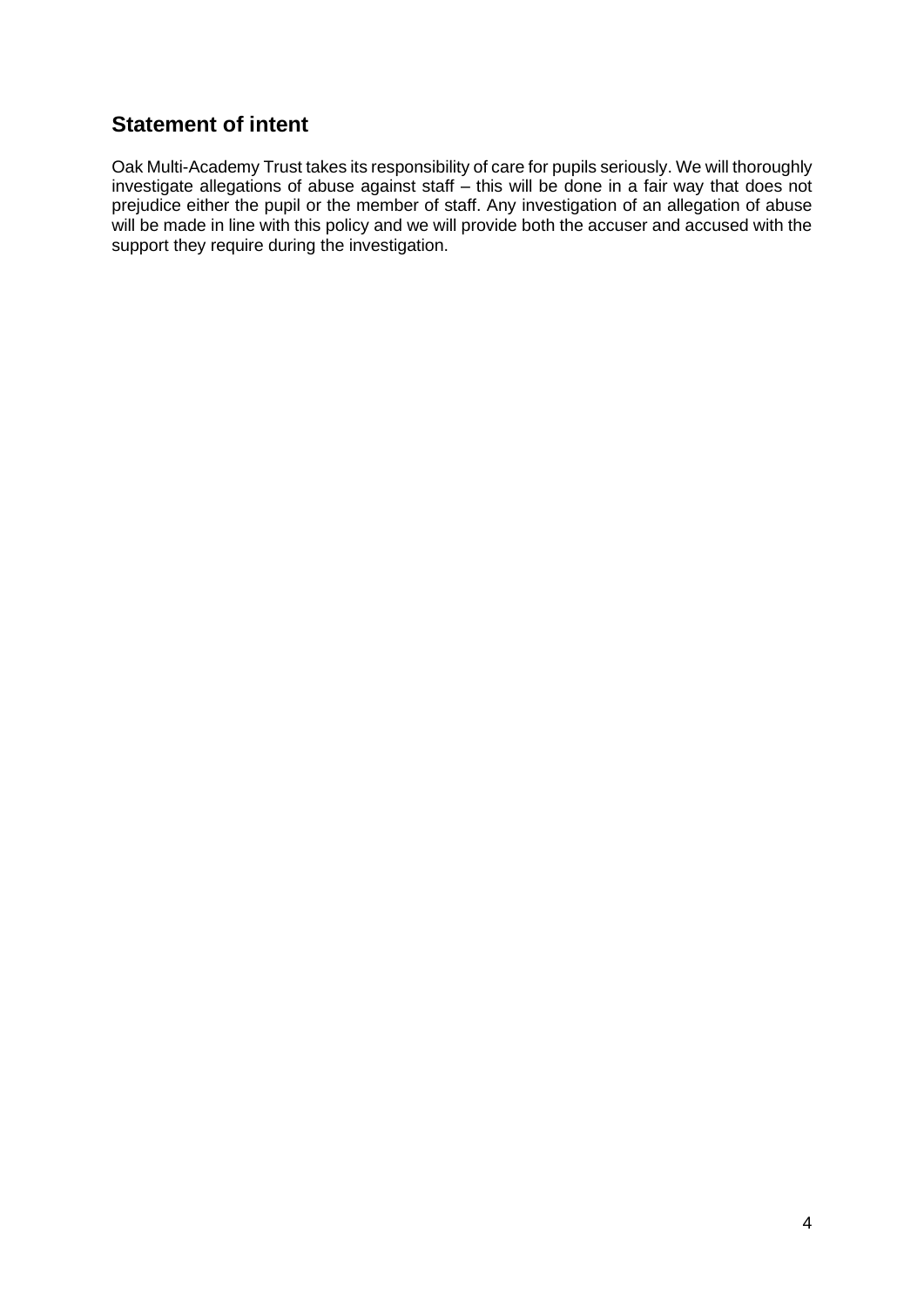## Statement of intent

Oak Multi-Academy Trust takes its responsibility of care for pupils seriously. We will thoroughly investigate allegations of abuse against staff – this will be done in a fair way that does not prejudice either the pupil or the member of staff. Any investigation of an allegation of abuse will be made in line with this policy and we will provide both the accuser and accused with the support they require during the investigation.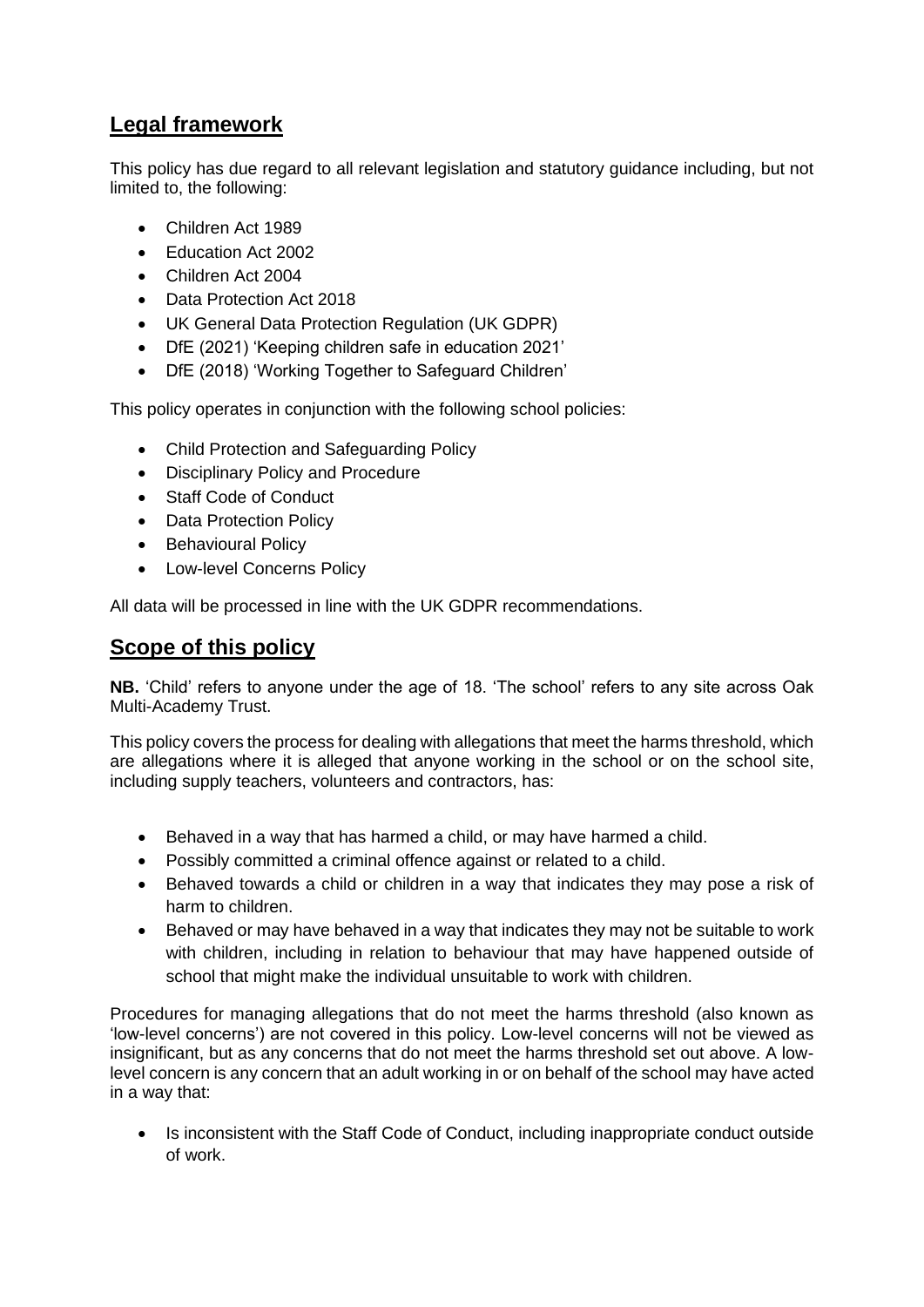## Legal framework

This policy has due regard to all relevant legislation and statutory guidance including, but not limited to, the following:

- Children Act 1989
- Education Act 2002
- Children Act 2004
- Data Protection Act 2018
- UK General Data Protection Regulation (UK GDPR)
- DfE (2021) 'Keeping children safe in education 2021'
- DfE (2018) 'Working Together to Safeguard Children'

This policy operates in conjunction with the following school policies:

- Child Protection and Safeguarding Policy
- Disciplinary Policy and Procedure
- Staff Code of Conduct
- Data Protection Policy
- Behavioural Policy
- Low-level Concerns Policy

All data will be processed in line with the UK GDPR recommendations.

## Scope of this policy

**NB.** 'Child' refers to anyone under the age of 18. 'The school' refers to any site across Oak Multi-Academy Trust.

This policy covers the process for dealing with allegations that meet the harms threshold, which are allegations where it is alleged that anyone working in the school or on the school site, including supply teachers, volunteers and contractors, has:

- Behaved in a way that has harmed a child, or may have harmed a child.
- Possibly committed a criminal offence against or related to a child.
- Behaved towards a child or children in a way that indicates they may pose a risk of harm to children.
- Behaved or may have behaved in a way that indicates they may not be suitable to work with children, including in relation to behaviour that may have happened outside of school that might make the individual unsuitable to work with children.

Procedures for managing allegations that do not meet the harms threshold (also known as 'low-level concerns') are not covered in this policy. Low-level concerns will not be viewed as insignificant, but as any concerns that do not meet the harms threshold set out above. A low-level concern is any concern that an adult working in or on behalf of the school may have acted in a way that:

- Is inconsistent with the Staff Code of Conduct, including inappropriate conduct outside of work.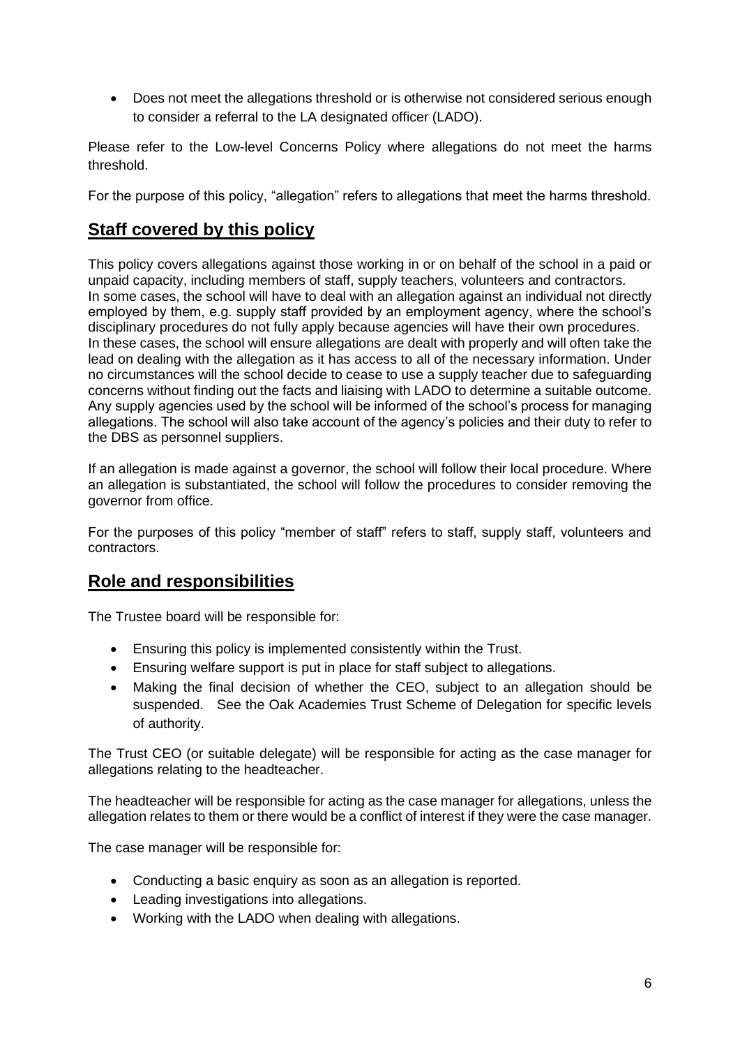- Does not meet the allegations threshold or is otherwise not considered serious enough to consider a referral to the LA designated officer (LADO).

Please refer to the Low-level Concerns Policy where allegations do not meet the harms threshold.

For the purpose of this policy, "allegation" refers to allegations that meet the harms threshold.

## **Staff covered by this policy**

This policy covers allegations against those working in or on behalf of the school in a paid or unpaid capacity, including members of staff, supply teachers, volunteers and contractors. In some cases, the school will have to deal with an allegation against an individual not directly employed by them, e.g. supply staff provided by an employment agency, where the school's disciplinary procedures do not fully apply because agencies will have their own procedures. In these cases, the school will ensure allegations are dealt with properly and will often take the lead on dealing with the allegation as it has access to all of the necessary information. Under no circumstances will the school decide to cease to use a supply teacher due to safeguarding concerns without finding out the facts and liaising with LADO to determine a suitable outcome. Any supply agencies used by the school will be informed of the school's process for managing allegations. The school will also take account of the agency's policies and their duty to refer to the DBS as personnel suppliers.

If an allegation is made against a governor, the school will follow their local procedure. Where an allegation is substantiated, the school will follow the procedures to consider removing the governor from office.

For the purposes of this policy "member of staff" refers to staff, supply staff, volunteers and contractors.

## **Role and responsibilities**

The Trustee board will be responsible for:

- Ensuring this policy is implemented consistently within the Trust.
- Ensuring welfare support is put in place for staff subject to allegations.
- Making the final decision of whether the CEO, subject to an allegation should be suspended. See the Oak Academies Trust Scheme of Delegation for specific levels of authority.

The Trust CEO (or suitable delegate) will be responsible for acting as the case manager for allegations relating to the headteacher.

The headteacher will be responsible for acting as the case manager for allegations, unless the allegation relates to them or there would be a conflict of interest if they were the case manager.

The case manager will be responsible for:

- Conducting a basic enquiry as soon as an allegation is reported.
- Leading investigations into allegations.
- Working with the LADO when dealing with allegations.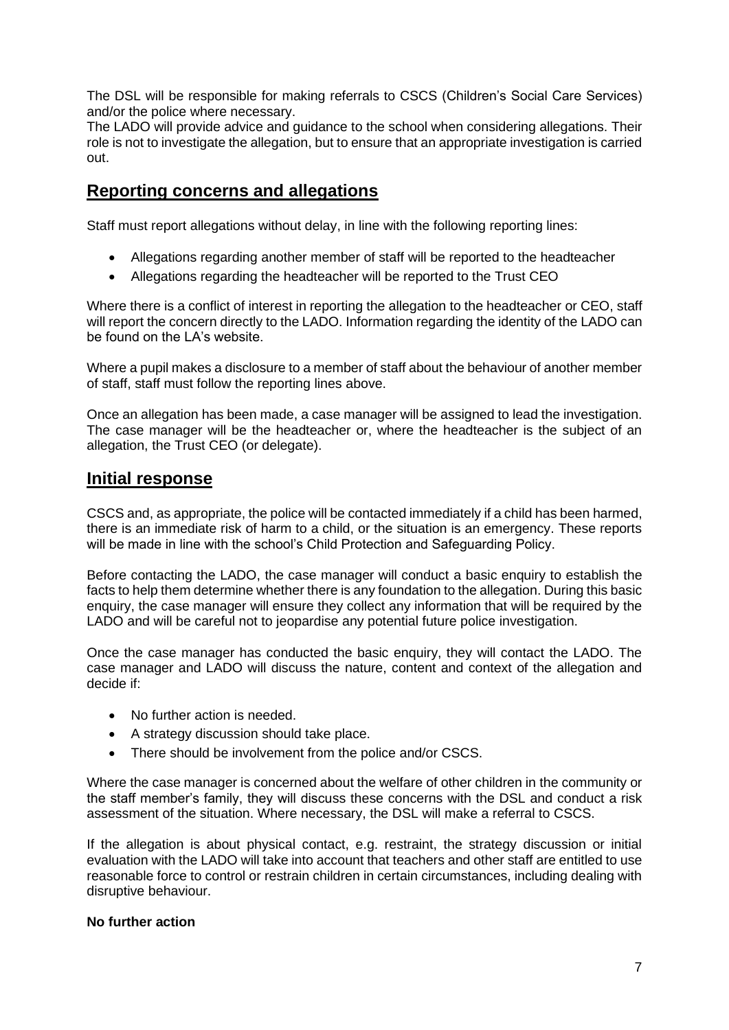The DSL will be responsible for making referrals to CSCS (Children's Social Care Services) and/or the police where necessary.

The LADO will provide advice and guidance to the school when considering allegations. Their role is not to investigate the allegation, but to ensure that an appropriate investigation is carried out.

## Reporting concerns and allegations

Staff must report allegations without delay, in line with the following reporting lines:

- Allegations regarding another member of staff will be reported to the headteacher
- Allegations regarding the headteacher will be reported to the Trust CEO

Where there is a conflict of interest in reporting the allegation to the headteacher or CEO, staff will report the concern directly to the LADO. Information regarding the identity of the LADO can be found on the LA's website.

Where a pupil makes a disclosure to a member of staff about the behaviour of another member of staff, staff must follow the reporting lines above.

Once an allegation has been made, a case manager will be assigned to lead the investigation. The case manager will be the headteacher or, where the headteacher is the subject of an allegation, the Trust CEO (or delegate).

## Initial response

CSCS and, as appropriate, the police will be contacted immediately if a child has been harmed, there is an immediate risk of harm to a child, or the situation is an emergency. These reports will be made in line with the school's Child Protection and Safeguarding Policy.

Before contacting the LADO, the case manager will conduct a basic enquiry to establish the facts to help them determine whether there is any foundation to the allegation. During this basic enquiry, the case manager will ensure they collect any information that will be required by the LADO and will be careful not to jeopardise any potential future police investigation.

Once the case manager has conducted the basic enquiry, they will contact the LADO. The case manager and LADO will discuss the nature, content and context of the allegation and decide if:

- No further action is needed.
- A strategy discussion should take place.
- There should be involvement from the police and/or CSCS.

Where the case manager is concerned about the welfare of other children in the community or the staff member's family, they will discuss these concerns with the DSL and conduct a risk assessment of the situation. Where necessary, the DSL will make a referral to CSCS.

If the allegation is about physical contact, e.g. restraint, the strategy discussion or initial evaluation with the LADO will take into account that teachers and other staff are entitled to use reasonable force to control or restrain children in certain circumstances, including dealing with disruptive behaviour.

**No further action**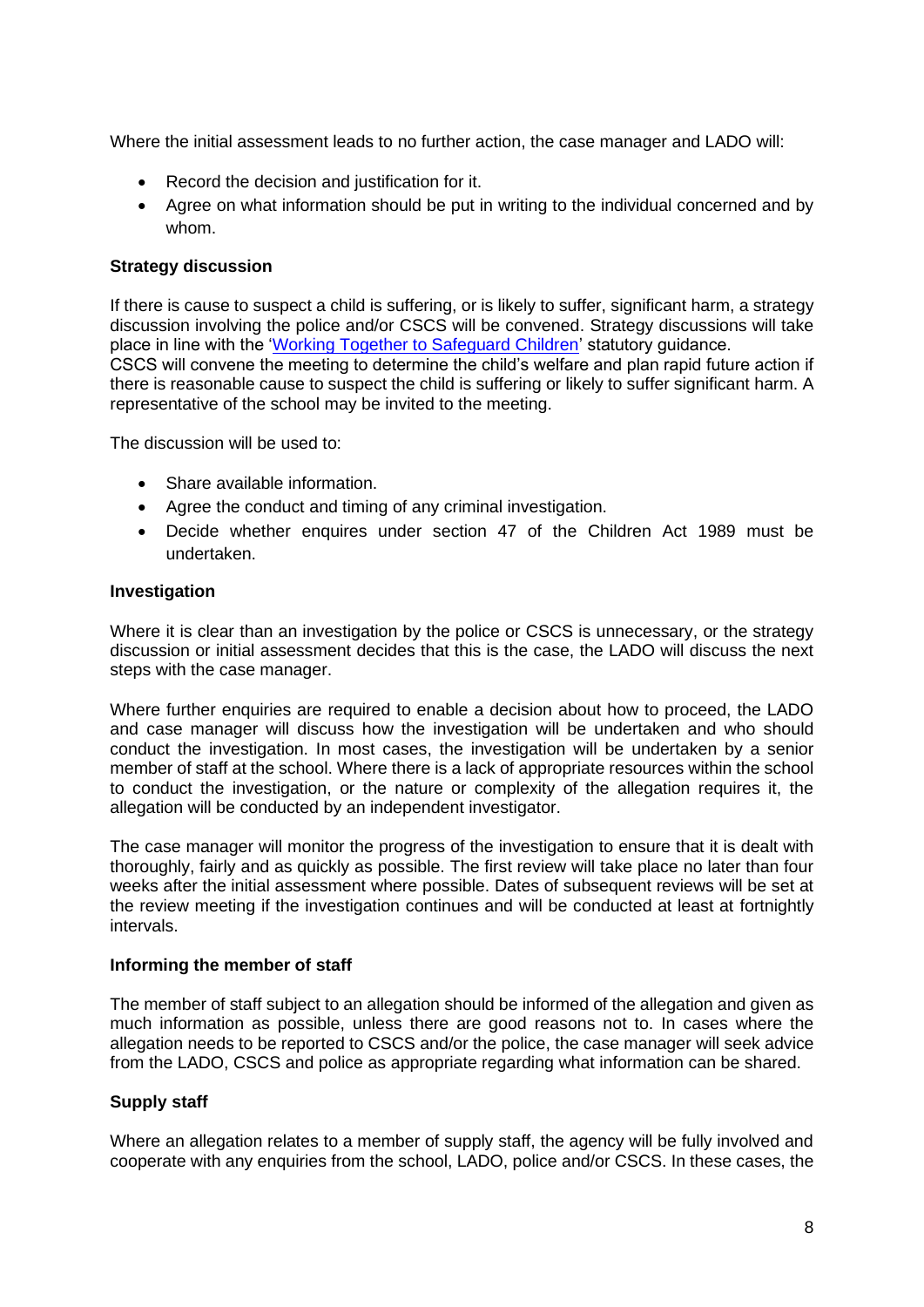Where the initial assessment leads to no further action, the case manager and LADO will:

- Record the decision and justification for it.
- Agree on what information should be put in writing to the individual concerned and by whom.

**Strategy discussion**

If there is cause to suspect a child is suffering, or is likely to suffer, significant harm, a strategy discussion involving the police and/or CSCS will be convened. Strategy discussions will take place in line with the '[Working Together to Safeguard Children](Working Together to Safeguard Children)' statutory guidance.
CSCS will convene the meeting to determine the child's welfare and plan rapid future action if there is reasonable cause to suspect the child is suffering or likely to suffer significant harm. A representative of the school may be invited to the meeting.

The discussion will be used to:

- Share available information.
- Agree the conduct and timing of any criminal investigation.
- Decide whether enquires under section 47 of the Children Act 1989 must be undertaken.

**Investigation**

Where it is clear than an investigation by the police or CSCS is unnecessary, or the strategy discussion or initial assessment decides that this is the case, the LADO will discuss the next steps with the case manager.

Where further enquiries are required to enable a decision about how to proceed, the LADO and case manager will discuss how the investigation will be undertaken and who should conduct the investigation. In most cases, the investigation will be undertaken by a senior member of staff at the school. Where there is a lack of appropriate resources within the school to conduct the investigation, or the nature or complexity of the allegation requires it, the allegation will be conducted by an independent investigator.

The case manager will monitor the progress of the investigation to ensure that it is dealt with thoroughly, fairly and as quickly as possible. The first review will take place no later than four weeks after the initial assessment where possible. Dates of subsequent reviews will be set at the review meeting if the investigation continues and will be conducted at least at fortnightly intervals.

**Informing the member of staff**

The member of staff subject to an allegation should be informed of the allegation and given as much information as possible, unless there are good reasons not to. In cases where the allegation needs to be reported to CSCS and/or the police, the case manager will seek advice from the LADO, CSCS and police as appropriate regarding what information can be shared.

**Supply staff**

Where an allegation relates to a member of supply staff, the agency will be fully involved and cooperate with any enquiries from the school, LADO, police and/or CSCS. In these cases, the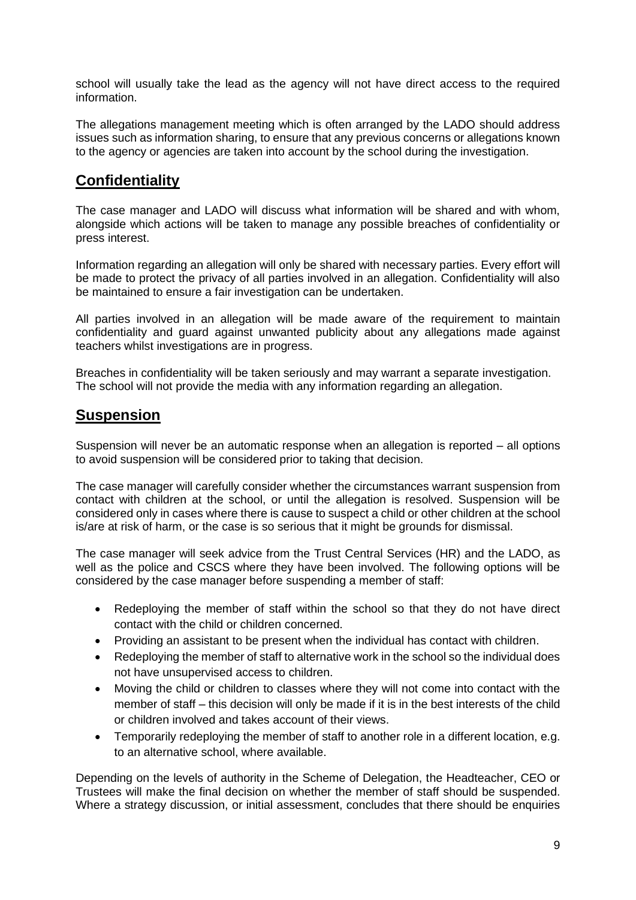school will usually take the lead as the agency will not have direct access to the required information.

The allegations management meeting which is often arranged by the LADO should address issues such as information sharing, to ensure that any previous concerns or allegations known to the agency or agencies are taken into account by the school during the investigation.

## Confidentiality

The case manager and LADO will discuss what information will be shared and with whom, alongside which actions will be taken to manage any possible breaches of confidentiality or press interest.

Information regarding an allegation will only be shared with necessary parties. Every effort will be made to protect the privacy of all parties involved in an allegation. Confidentiality will also be maintained to ensure a fair investigation can be undertaken.

All parties involved in an allegation will be made aware of the requirement to maintain confidentiality and guard against unwanted publicity about any allegations made against teachers whilst investigations are in progress.

Breaches in confidentiality will be taken seriously and may warrant a separate investigation. The school will not provide the media with any information regarding an allegation.

## Suspension

Suspension will never be an automatic response when an allegation is reported – all options to avoid suspension will be considered prior to taking that decision.

The case manager will carefully consider whether the circumstances warrant suspension from contact with children at the school, or until the allegation is resolved. Suspension will be considered only in cases where there is cause to suspect a child or other children at the school is/are at risk of harm, or the case is so serious that it might be grounds for dismissal.

The case manager will seek advice from the Trust Central Services (HR) and the LADO, as well as the police and CSCS where they have been involved. The following options will be considered by the case manager before suspending a member of staff:

- Redeploying the member of staff within the school so that they do not have direct contact with the child or children concerned.
- Providing an assistant to be present when the individual has contact with children.
- Redeploying the member of staff to alternative work in the school so the individual does not have unsupervised access to children.
- Moving the child or children to classes where they will not come into contact with the member of staff – this decision will only be made if it is in the best interests of the child or children involved and takes account of their views.
- Temporarily redeploying the member of staff to another role in a different location, e.g. to an alternative school, where available.

Depending on the levels of authority in the Scheme of Delegation, the Headteacher, CEO or Trustees will make the final decision on whether the member of staff should be suspended. Where a strategy discussion, or initial assessment, concludes that there should be enquiries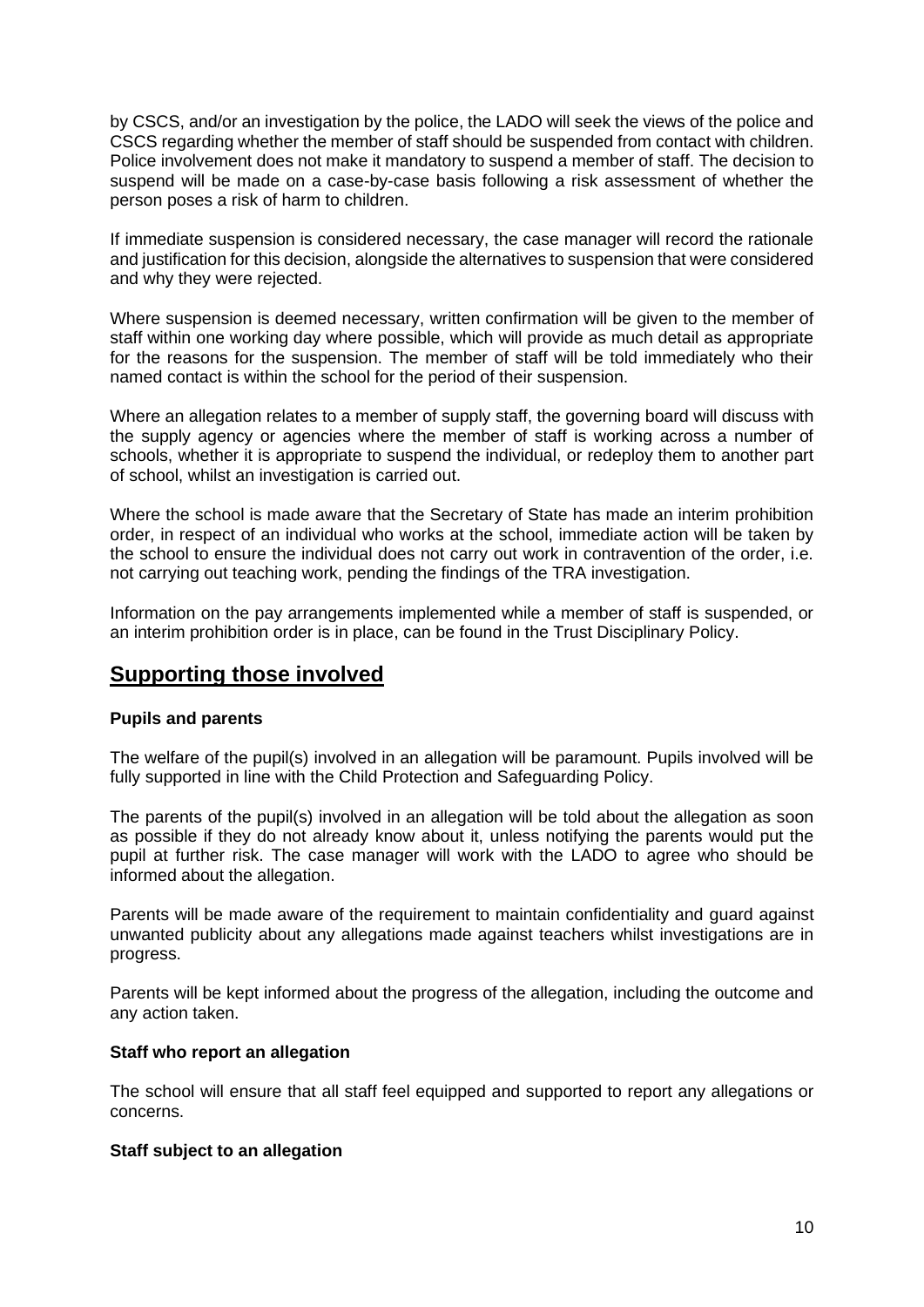by CSCS, and/or an investigation by the police, the LADO will seek the views of the police and CSCS regarding whether the member of staff should be suspended from contact with children. Police involvement does not make it mandatory to suspend a member of staff. The decision to suspend will be made on a case-by-case basis following a risk assessment of whether the person poses a risk of harm to children.

If immediate suspension is considered necessary, the case manager will record the rationale and justification for this decision, alongside the alternatives to suspension that were considered and why they were rejected.

Where suspension is deemed necessary, written confirmation will be given to the member of staff within one working day where possible, which will provide as much detail as appropriate for the reasons for the suspension. The member of staff will be told immediately who their named contact is within the school for the period of their suspension.

Where an allegation relates to a member of supply staff, the governing board will discuss with the supply agency or agencies where the member of staff is working across a number of schools, whether it is appropriate to suspend the individual, or redeploy them to another part of school, whilst an investigation is carried out.

Where the school is made aware that the Secretary of State has made an interim prohibition order, in respect of an individual who works at the school, immediate action will be taken by the school to ensure the individual does not carry out work in contravention of the order, i.e. not carrying out teaching work, pending the findings of the TRA investigation.

Information on the pay arrangements implemented while a member of staff is suspended, or an interim prohibition order is in place, can be found in the Trust Disciplinary Policy.

## Supporting those involved

**Pupils and parents**

The welfare of the pupil(s) involved in an allegation will be paramount. Pupils involved will be fully supported in line with the Child Protection and Safeguarding Policy.

The parents of the pupil(s) involved in an allegation will be told about the allegation as soon as possible if they do not already know about it, unless notifying the parents would put the pupil at further risk. The case manager will work with the LADO to agree who should be informed about the allegation.

Parents will be made aware of the requirement to maintain confidentiality and guard against unwanted publicity about any allegations made against teachers whilst investigations are in progress.

Parents will be kept informed about the progress of the allegation, including the outcome and any action taken.

**Staff who report an allegation**

The school will ensure that all staff feel equipped and supported to report any allegations or concerns.

**Staff subject to an allegation**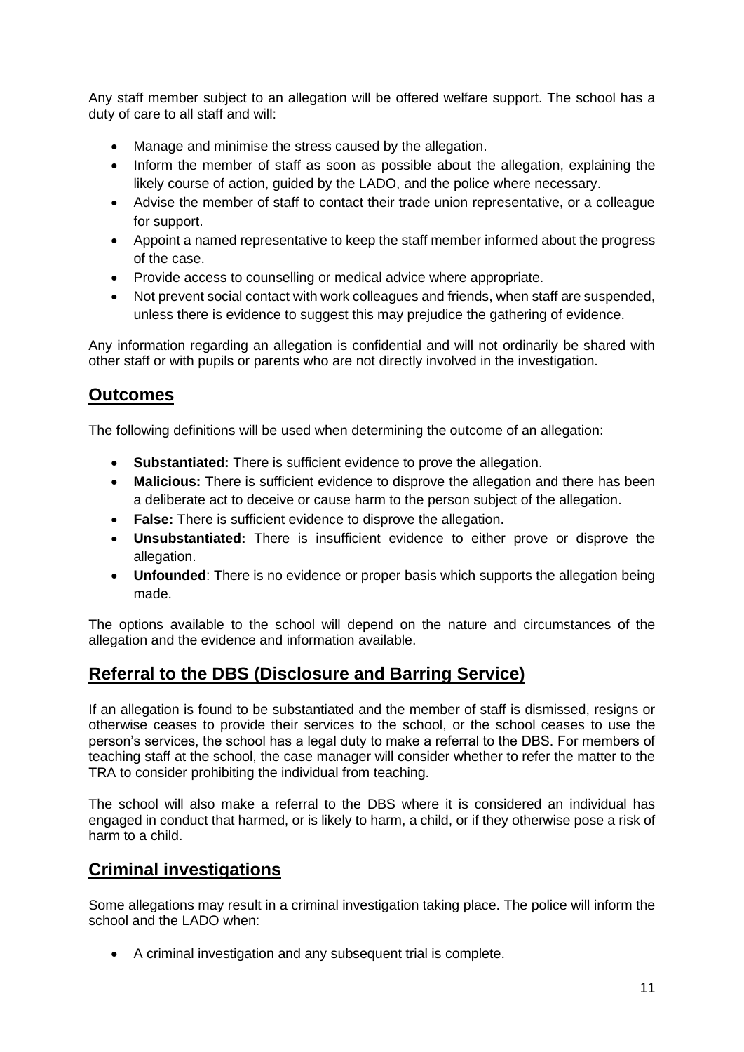Any staff member subject to an allegation will be offered welfare support. The school has a duty of care to all staff and will:

- Manage and minimise the stress caused by the allegation.
- Inform the member of staff as soon as possible about the allegation, explaining the likely course of action, guided by the LADO, and the police where necessary.
- Advise the member of staff to contact their trade union representative, or a colleague for support.
- Appoint a named representative to keep the staff member informed about the progress of the case.
- Provide access to counselling or medical advice where appropriate.
- Not prevent social contact with work colleagues and friends, when staff are suspended, unless there is evidence to suggest this may prejudice the gathering of evidence.

Any information regarding an allegation is confidential and will not ordinarily be shared with other staff or with pupils or parents who are not directly involved in the investigation.

## Outcomes

The following definitions will be used when determining the outcome of an allegation:

- **Substantiated:** There is sufficient evidence to prove the allegation.
- **Malicious:** There is sufficient evidence to disprove the allegation and there has been a deliberate act to deceive or cause harm to the person subject of the allegation.
- **False:** There is sufficient evidence to disprove the allegation.
- **Unsubstantiated:** There is insufficient evidence to either prove or disprove the allegation.
- **Unfounded**: There is no evidence or proper basis which supports the allegation being made.

The options available to the school will depend on the nature and circumstances of the allegation and the evidence and information available.

## Referral to the DBS (Disclosure and Barring Service)

If an allegation is found to be substantiated and the member of staff is dismissed, resigns or otherwise ceases to provide their services to the school, or the school ceases to use the person's services, the school has a legal duty to make a referral to the DBS. For members of teaching staff at the school, the case manager will consider whether to refer the matter to the TRA to consider prohibiting the individual from teaching.

The school will also make a referral to the DBS where it is considered an individual has engaged in conduct that harmed, or is likely to harm, a child, or if they otherwise pose a risk of harm to a child.

## Criminal investigations

Some allegations may result in a criminal investigation taking place. The police will inform the school and the LADO when:

- A criminal investigation and any subsequent trial is complete.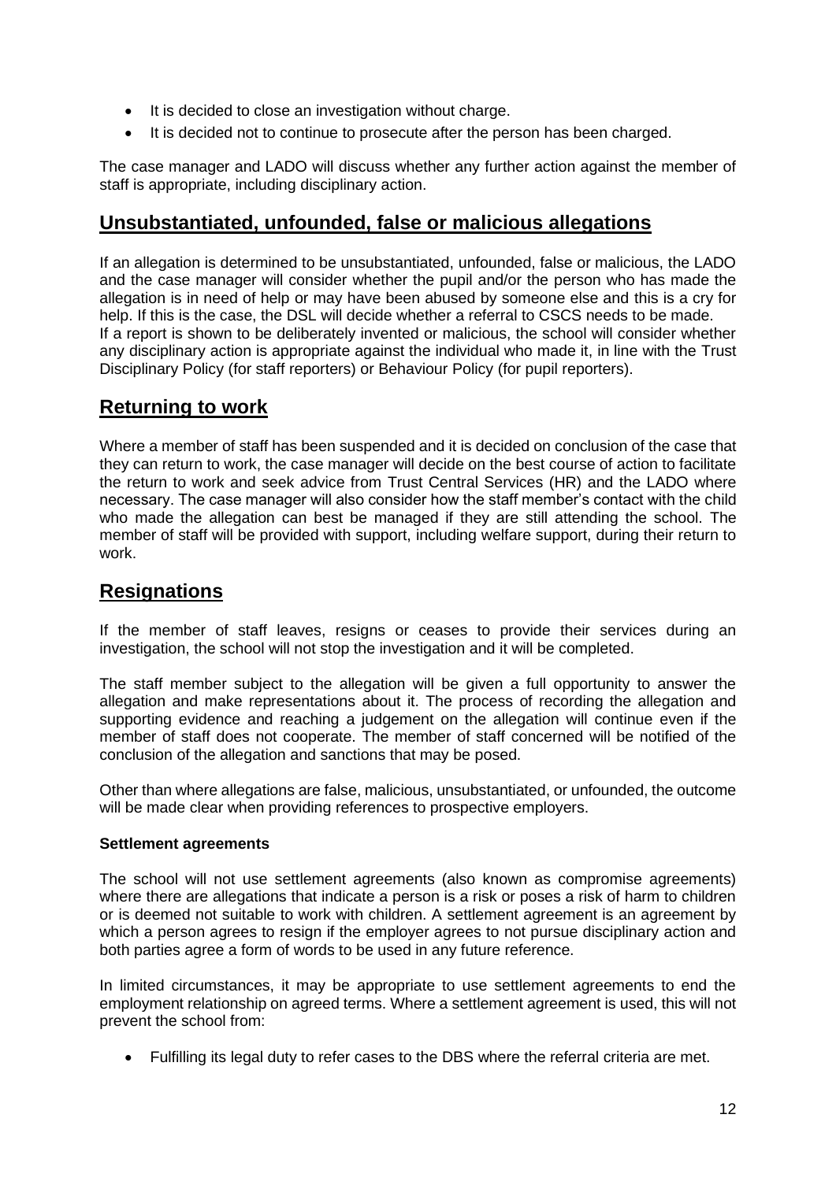- It is decided to close an investigation without charge.
- It is decided not to continue to prosecute after the person has been charged.

The case manager and LADO will discuss whether any further action against the member of staff is appropriate, including disciplinary action.

## Unsubstantiated, unfounded, false or malicious allegations

If an allegation is determined to be unsubstantiated, unfounded, false or malicious, the LADO and the case manager will consider whether the pupil and/or the person who has made the allegation is in need of help or may have been abused by someone else and this is a cry for help. If this is the case, the DSL will decide whether a referral to CSCS needs to be made.
If a report is shown to be deliberately invented or malicious, the school will consider whether any disciplinary action is appropriate against the individual who made it, in line with the Trust Disciplinary Policy (for staff reporters) or Behaviour Policy (for pupil reporters).

## Returning to work

Where a member of staff has been suspended and it is decided on conclusion of the case that they can return to work, the case manager will decide on the best course of action to facilitate the return to work and seek advice from Trust Central Services (HR) and the LADO where necessary. The case manager will also consider how the staff member's contact with the child who made the allegation can best be managed if they are still attending the school. The member of staff will be provided with support, including welfare support, during their return to work.

## Resignations

If the member of staff leaves, resigns or ceases to provide their services during an investigation, the school will not stop the investigation and it will be completed.

The staff member subject to the allegation will be given a full opportunity to answer the allegation and make representations about it. The process of recording the allegation and supporting evidence and reaching a judgement on the allegation will continue even if the member of staff does not cooperate. The member of staff concerned will be notified of the conclusion of the allegation and sanctions that may be posed.

Other than where allegations are false, malicious, unsubstantiated, or unfounded, the outcome will be made clear when providing references to prospective employers.

**Settlement agreements**

The school will not use settlement agreements (also known as compromise agreements) where there are allegations that indicate a person is a risk or poses a risk of harm to children or is deemed not suitable to work with children. A settlement agreement is an agreement by which a person agrees to resign if the employer agrees to not pursue disciplinary action and both parties agree a form of words to be used in any future reference.

In limited circumstances, it may be appropriate to use settlement agreements to end the employment relationship on agreed terms. Where a settlement agreement is used, this will not prevent the school from:

- Fulfilling its legal duty to refer cases to the DBS where the referral criteria are met.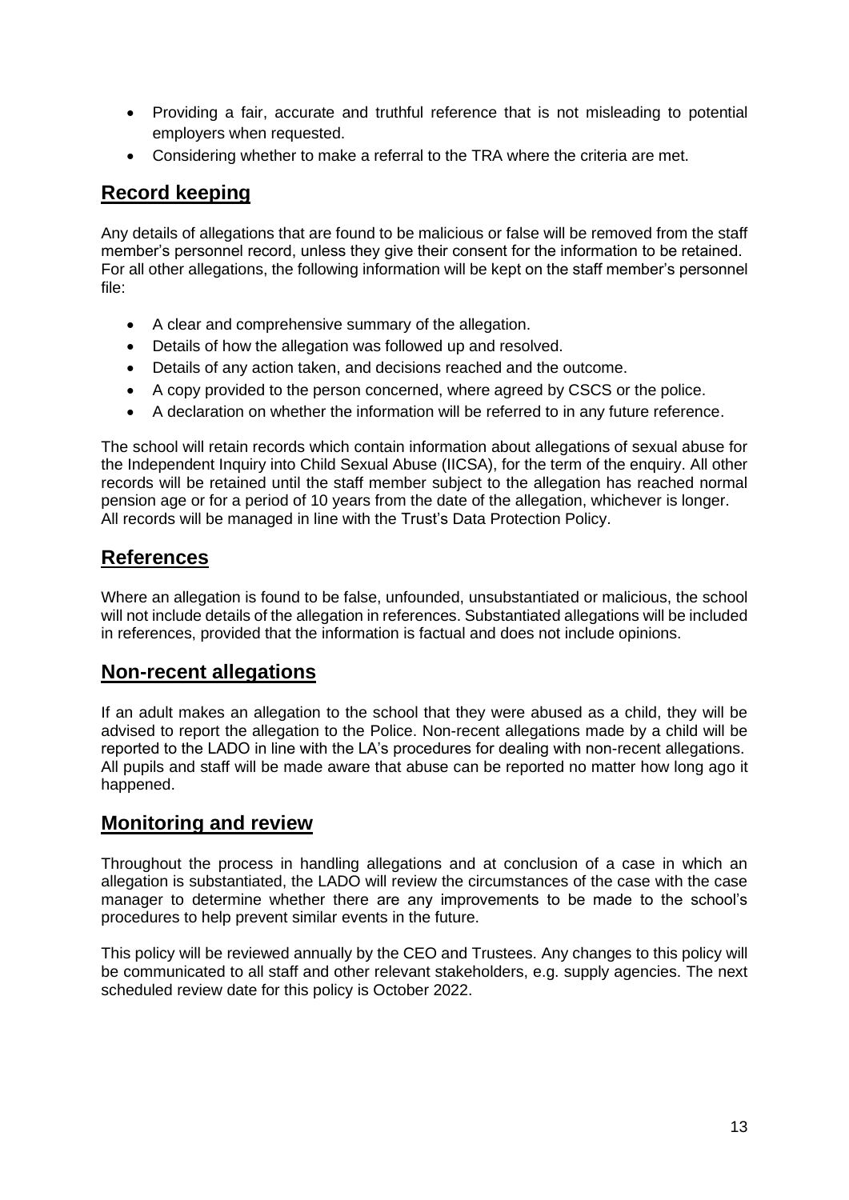- Providing a fair, accurate and truthful reference that is not misleading to potential employers when requested.
- Considering whether to make a referral to the TRA where the criteria are met.

## Record keeping

Any details of allegations that are found to be malicious or false will be removed from the staff member's personnel record, unless they give their consent for the information to be retained. For all other allegations, the following information will be kept on the staff member's personnel file:

- A clear and comprehensive summary of the allegation.
- Details of how the allegation was followed up and resolved.
- Details of any action taken, and decisions reached and the outcome.
- A copy provided to the person concerned, where agreed by CSCS or the police.
- A declaration on whether the information will be referred to in any future reference.

The school will retain records which contain information about allegations of sexual abuse for the Independent Inquiry into Child Sexual Abuse (IICSA), for the term of the enquiry. All other records will be retained until the staff member subject to the allegation has reached normal pension age or for a period of 10 years from the date of the allegation, whichever is longer. All records will be managed in line with the Trust's Data Protection Policy.

## References

Where an allegation is found to be false, unfounded, unsubstantiated or malicious, the school will not include details of the allegation in references. Substantiated allegations will be included in references, provided that the information is factual and does not include opinions.

## Non-recent allegations

If an adult makes an allegation to the school that they were abused as a child, they will be advised to report the allegation to the Police. Non-recent allegations made by a child will be reported to the LADO in line with the LA's procedures for dealing with non-recent allegations. All pupils and staff will be made aware that abuse can be reported no matter how long ago it happened.

## Monitoring and review

Throughout the process in handling allegations and at conclusion of a case in which an allegation is substantiated, the LADO will review the circumstances of the case with the case manager to determine whether there are any improvements to be made to the school's procedures to help prevent similar events in the future.

This policy will be reviewed annually by the CEO and Trustees. Any changes to this policy will be communicated to all staff and other relevant stakeholders, e.g. supply agencies. The next scheduled review date for this policy is October 2022.